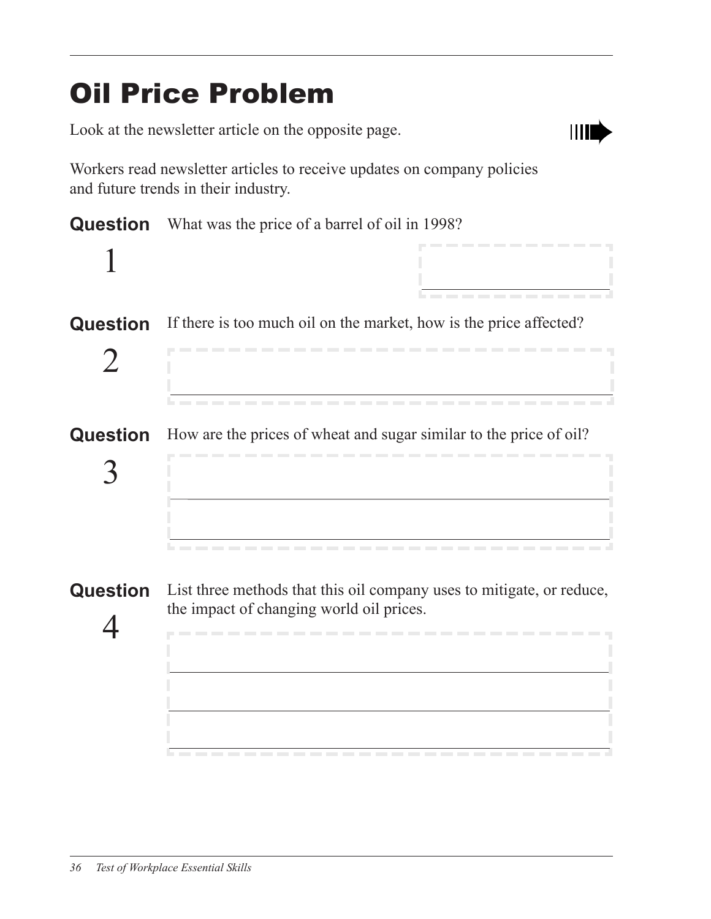# Oil Price Problem

Look at the newsletter article on the opposite page.

Workers read newsletter articles to receive updates on company policies and future trends in their industry.

**Question 1** What was the price of a barrel of oil in 1998?

**Question 2** If there is too much oil on the market, how is the price affected?

**Question 3** How are the prices of wheat and sugar similar to the price of oil?

**Question 4** List three methods that this oil company uses to mitigate, or reduce, the impact of changing world oil prices.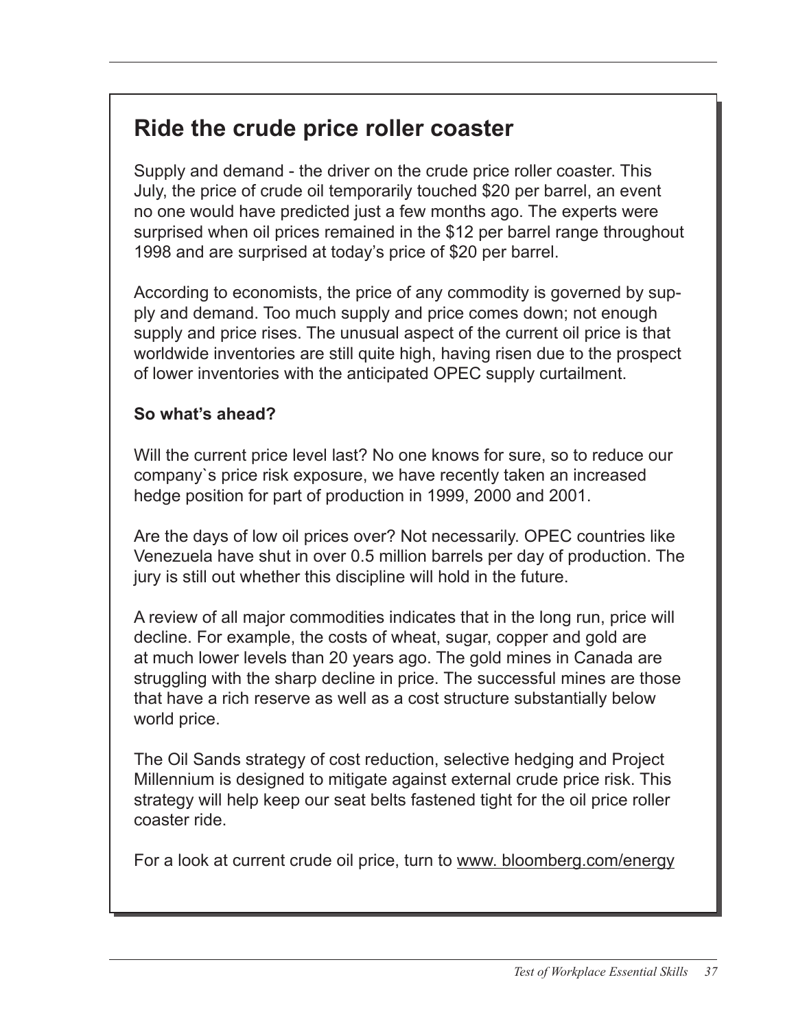## Ride the crude price roller coaster

Supply and demand - the driver on the crude price roller coaster. This July, the price of crude oil temporarily touched $20 per barrel, an event no one would have predicted just a few months ago. The experts were surprised when oil prices remained in the $12 per barrel range throughout 1998 and are surprised at today's price of $20 per barrel.

According to economists, the price of any commodity is governed by supply and demand. Too much supply and price comes down; not enough supply and price rises. The unusual aspect of the current oil price is that worldwide inventories are still quite high, having risen due to the prospect of lower inventories with the anticipated OPEC supply curtailment.

**So what's ahead?**

Will the current price level last? No one knows for sure, so to reduce our company`s price risk exposure, we have recently taken an increased hedge position for part of production in 1999, 2000 and 2001.

Are the days of low oil prices over? Not necessarily. OPEC countries like Venezuela have shut in over 0.5 million barrels per day of production. The jury is still out whether this discipline will hold in the future.

A review of all major commodities indicates that in the long run, price will decline. For example, the costs of wheat, sugar, copper and gold are at much lower levels than 20 years ago. The gold mines in Canada are struggling with the sharp decline in price. The successful mines are those that have a rich reserve as well as a cost structure substantially below world price.

The Oil Sands strategy of cost reduction, selective hedging and Project Millennium is designed to mitigate against external crude price risk. This strategy will help keep our seat belts fastened tight for the oil price roller coaster ride.

For a look at current crude oil price, turn to www. bloomberg.com/energy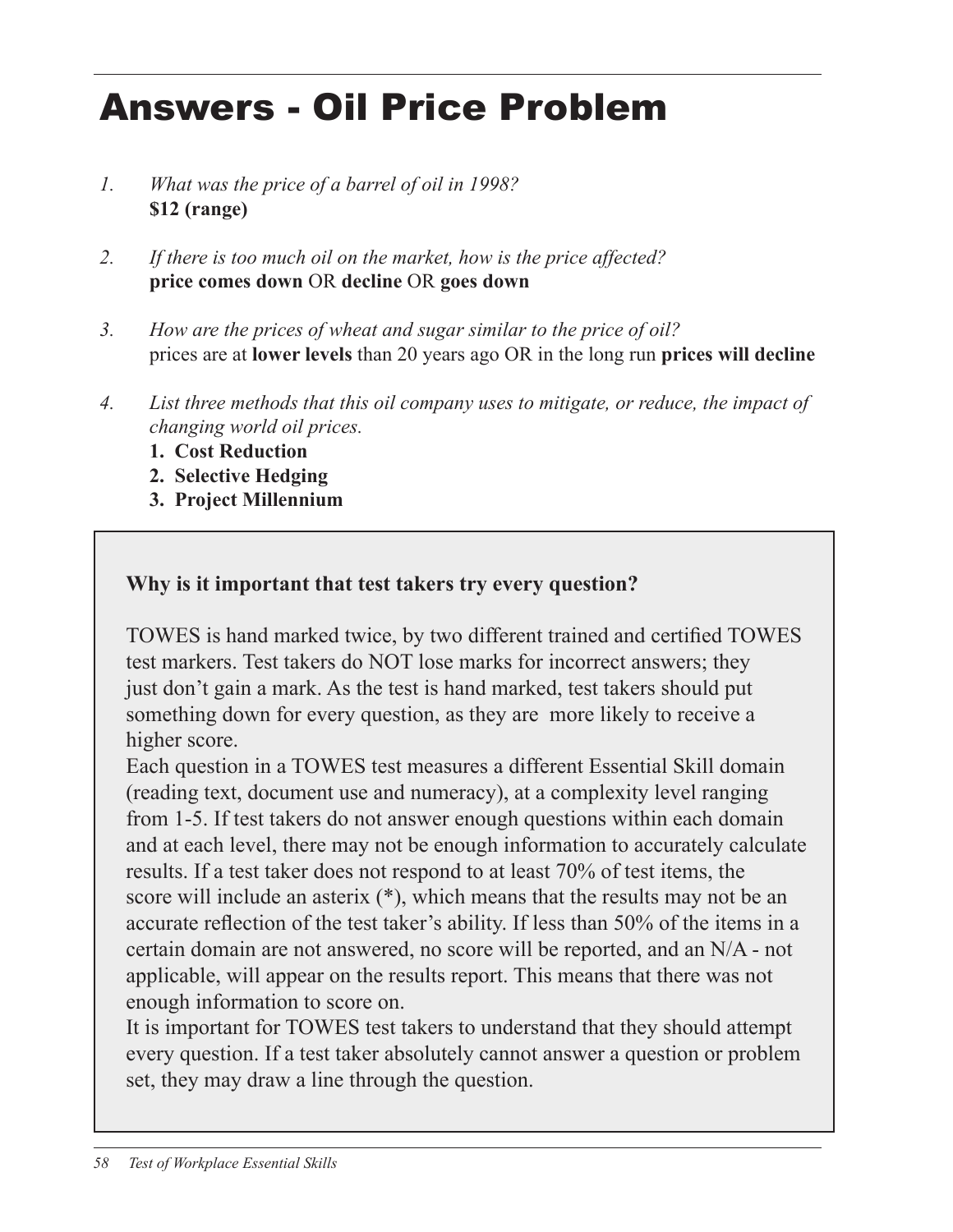# Answers - Oil Price Problem

1. *What was the price of a barrel of oil in 1998?*
   **$12 (range)**

2. *If there is too much oil on the market, how is the price affected?*
   **price comes down** OR **decline** OR **goes down**

3. *How are the prices of wheat and sugar similar to the price of oil?*
   prices are at **lower levels** than 20 years ago OR in the long run **prices will decline**

4. *List three methods that this oil company uses to mitigate, or reduce, the impact of changing world oil prices.*
   1. **Cost Reduction**
   2. **Selective Hedging**
   3. **Project Millennium**

---

**Why is it important that test takers try every question?**

TOWES is hand marked twice, by two different trained and certified TOWES test markers. Test takers do NOT lose marks for incorrect answers; they just don't gain a mark. As the test is hand marked, test takers should put something down for every question, as they are more likely to receive a higher score.

Each question in a TOWES test measures a different Essential Skill domain (reading text, document use and numeracy), at a complexity level ranging from 1-5. If test takers do not answer enough questions within each domain and at each level, there may not be enough information to accurately calculate results. If a test taker does not respond to at least 70% of test items, the score will include an asterix (*), which means that the results may not be an accurate reflection of the test taker's ability. If less than 50% of the items in a certain domain are not answered, no score will be reported, and an N/A - not applicable, will appear on the results report. This means that there was not enough information to score on.

It is important for TOWES test takers to understand that they should attempt every question. If a test taker absolutely cannot answer a question or problem set, they may draw a line through the question.

---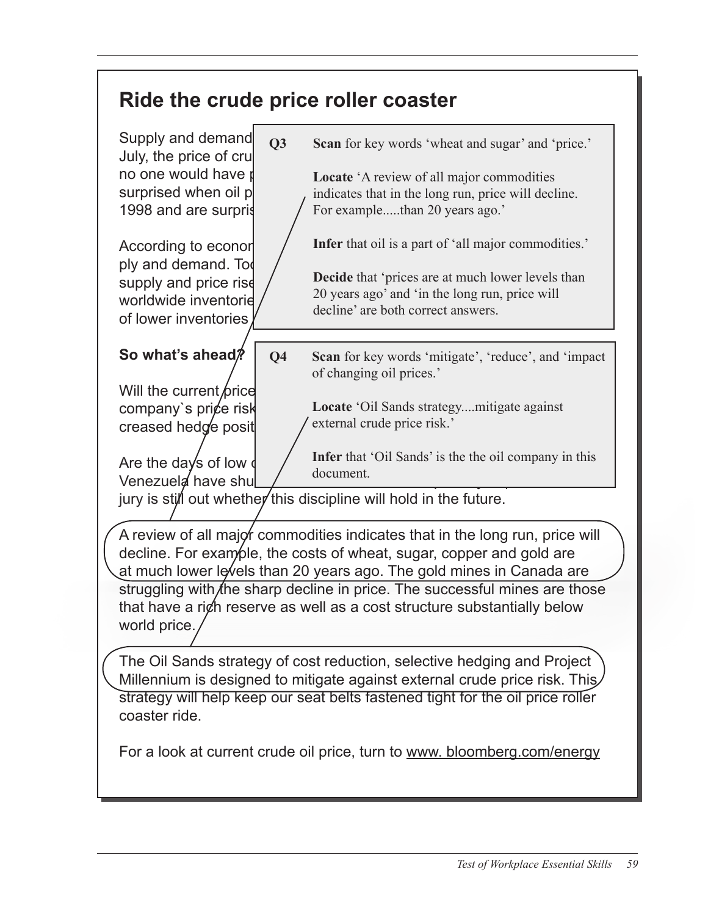# Ride the crude price roller coaster

Supply and demand
July, the price of cru
no one would have p
surprised when oil p
1998 and are surpris

According to econor
ply and demand. To
supply and price rise
worldwide inventorie
of lower inventories

**Q3** **Scan** for key words 'wheat and sugar' and 'price.'

**Locate** 'A review of all major commodities indicates that in the long run, price will decline. For example.....than 20 years ago.'

**Infer** that oil is a part of 'all major commodities.'

**Decide** that 'prices are at much lower levels than 20 years ago' and 'in the long run, price will decline' are both correct answers.

**So what's ahead?**

Will the current price
company`s price risk
creased hedge posit

Are the days of low
Venezuela have shu
jury is still out whether this discipline will hold in the future.

**Q4** **Scan** for key words 'mitigate', 'reduce', and 'impact of changing oil prices.'

**Locate** 'Oil Sands strategy....mitigate against external crude price risk.'

**Infer** that 'Oil Sands' is the the oil company in this document.

A review of all major commodities indicates that in the long run, price will decline. For example, the costs of wheat, sugar, copper and gold are at much lower levels than 20 years ago. The gold mines in Canada are struggling with the sharp decline in price. The successful mines are those that have a rich reserve as well as a cost structure substantially below world price.

The Oil Sands strategy of cost reduction, selective hedging and Project Millennium is designed to mitigate against external crude price risk. This strategy will help keep our seat belts fastened tight for the oil price roller coaster ride.

For a look at current crude oil price, turn to www. bloomberg.com/energy